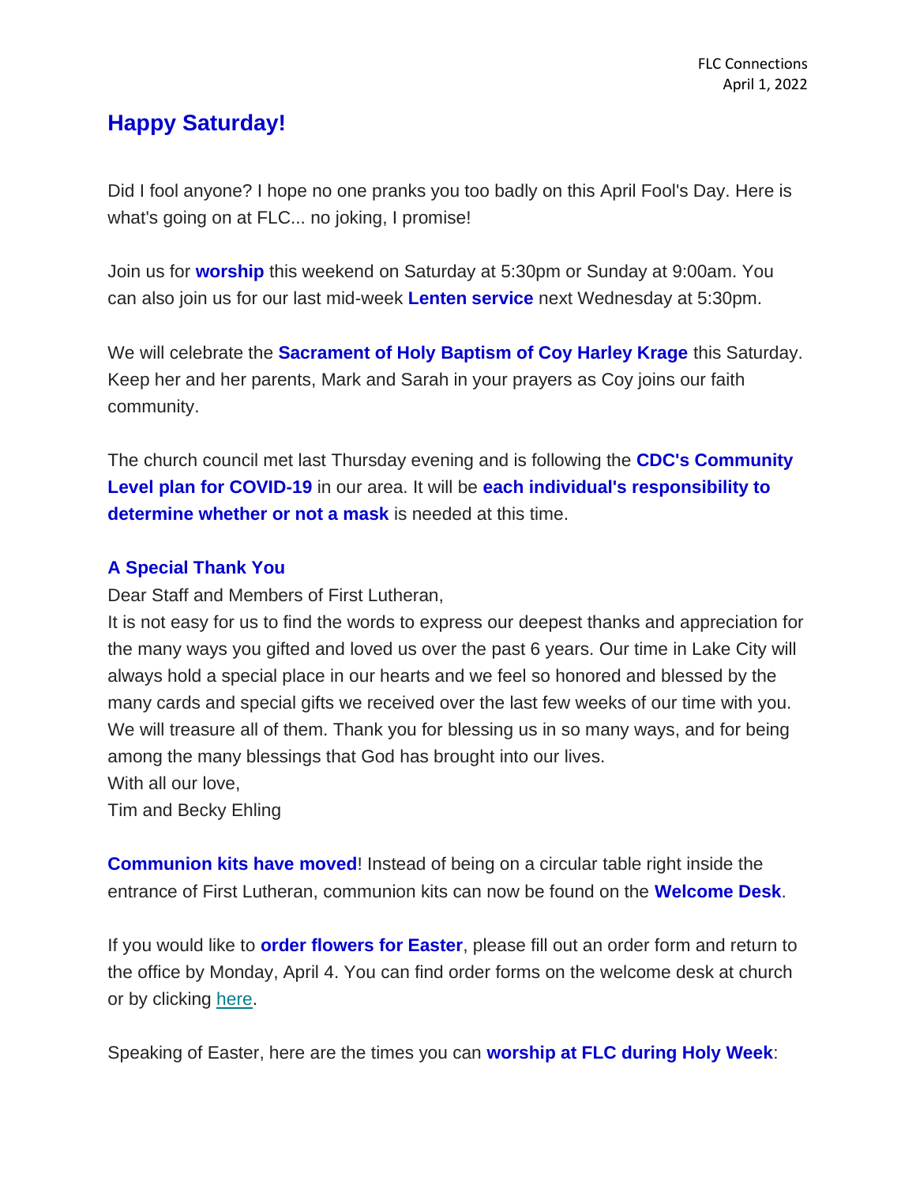FLC Connections
April 1, 2022

## Happy Saturday!

Did I fool anyone? I hope no one pranks you too badly on this April Fool's Day. Here is what's going on at FLC... no joking, I promise!

Join us for **worship** this weekend on Saturday at 5:30pm or Sunday at 9:00am. You can also join us for our last mid-week **Lenten service** next Wednesday at 5:30pm.

We will celebrate the **Sacrament of Holy Baptism of Coy Harley Krage** this Saturday. Keep her and her parents, Mark and Sarah in your prayers as Coy joins our faith community.

The church council met last Thursday evening and is following the **CDC's Community Level plan for COVID-19** in our area. It will be **each individual's responsibility to determine whether or not a mask** is needed at this time.

### A Special Thank You

Dear Staff and Members of First Lutheran,
It is not easy for us to find the words to express our deepest thanks and appreciation for the many ways you gifted and loved us over the past 6 years. Our time in Lake City will always hold a special place in our hearts and we feel so honored and blessed by the many cards and special gifts we received over the last few weeks of our time with you. We will treasure all of them. Thank you for blessing us in so many ways, and for being among the many blessings that God has brought into our lives.
With all our love,
Tim and Becky Ehling

**Communion kits have moved**! Instead of being on a circular table right inside the entrance of First Lutheran, communion kits can now be found on the **Welcome Desk**.

If you would like to **order flowers for Easter**, please fill out an order form and return to the office by Monday, April 4. You can find order forms on the welcome desk at church or by clicking here.

Speaking of Easter, here are the times you can **worship at FLC during Holy Week**: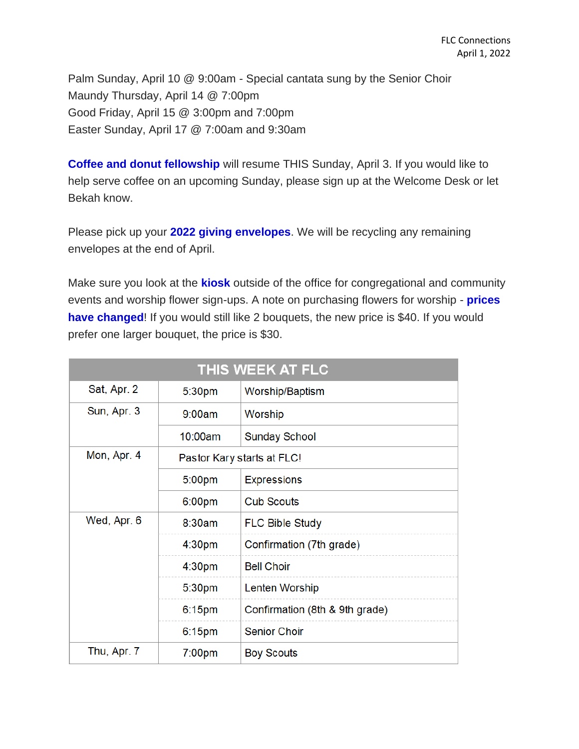Palm Sunday, April 10 @ 9:00am - Special cantata sung by the Senior Choir
Maundy Thursday, April 14 @ 7:00pm
Good Friday, April 15 @ 3:00pm and 7:00pm
Easter Sunday, April 17 @ 7:00am and 9:30am

**Coffee and donut fellowship** will resume THIS Sunday, April 3. If you would like to help serve coffee on an upcoming Sunday, please sign up at the Welcome Desk or let Bekah know.

Please pick up your **2022 giving envelopes**. We will be recycling any remaining envelopes at the end of April.

Make sure you look at the **kiosk** outside of the office for congregational and community events and worship flower sign-ups. A note on purchasing flowers for worship - **prices have changed**! If you would still like 2 bouquets, the new price is $40. If you would prefer one larger bouquet, the price is $30.

| THIS WEEK AT FLC | | |
|---|---|---|
| Sat, Apr. 2 | 5:30pm | Worship/Baptism |
| Sun, Apr. 3 | 9:00am | Worship |
| | 10:00am | Sunday School |
| Mon, Apr. 4 | Pastor Kary starts at FLC! | |
| | 5:00pm | Expressions |
| | 6:00pm | Cub Scouts |
| Wed, Apr. 6 | 8:30am | FLC Bible Study |
| | 4:30pm | Confirmation (7th grade) |
| | 4:30pm | Bell Choir |
| | 5:30pm | Lenten Worship |
| | 6:15pm | Confirmation (8th & 9th grade) |
| | 6:15pm | Senior Choir |
| Thu, Apr. 7 | 7:00pm | Boy Scouts |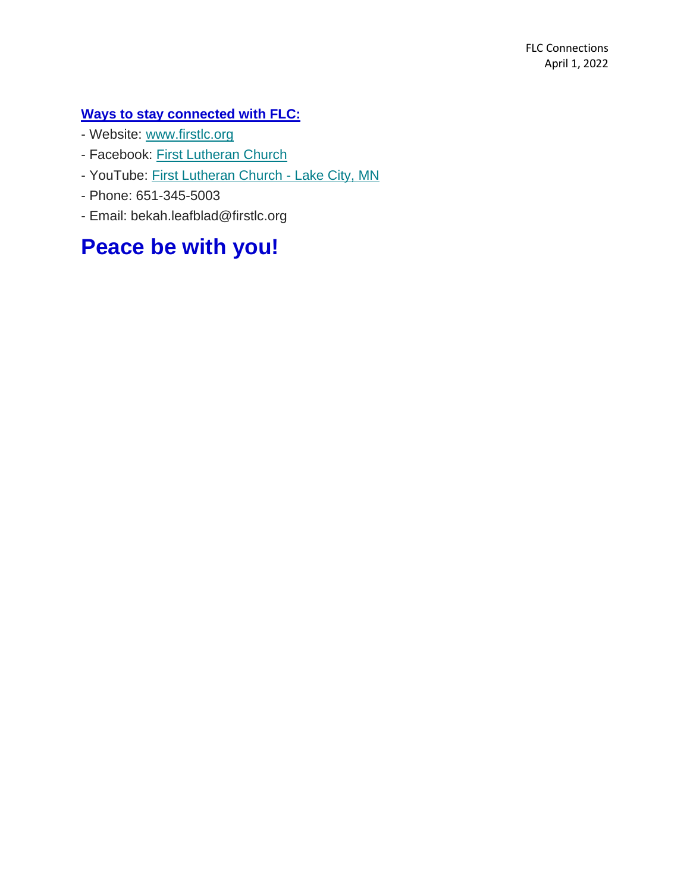**Ways to stay connected with FLC:**

- Website: www.firstlc.org
- Facebook: First Lutheran Church
- YouTube: First Lutheran Church - Lake City, MN
- Phone: 651-345-5003
- Email: bekah.leafblad@firstlc.org

# Peace be with you!